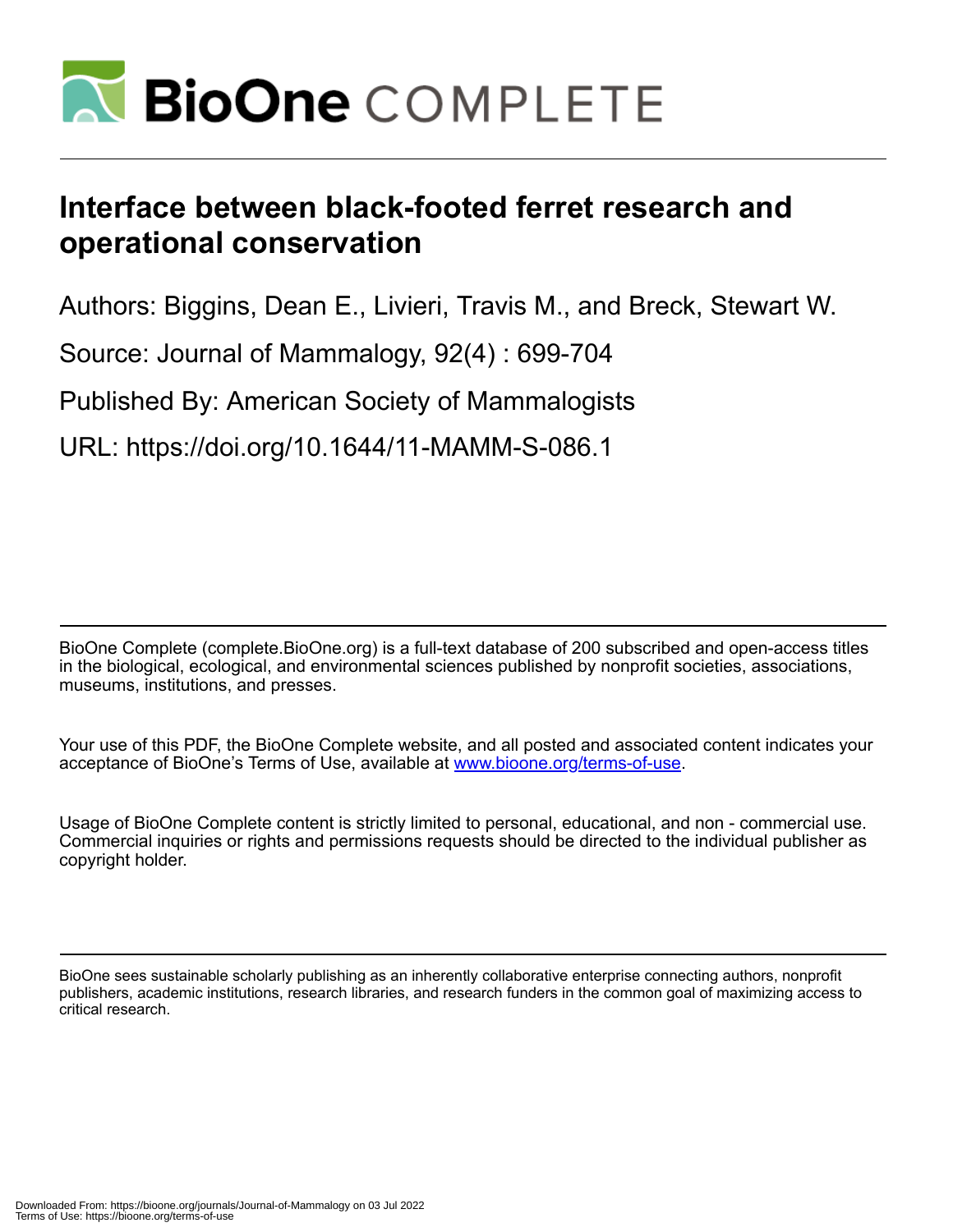# Interface between black-footed ferret research and operational conservation

Authors: Biggins, Dean E., Livieri, Travis M., and Breck, Stewart W.

Source: Journal of Mammalogy, 92(4) : 699-704

Published By: American Society of Mammalogists

URL: https://doi.org/10.1644/11-MAMM-S-086.1

BioOne Complete (complete.BioOne.org) is a full-text database of 200 subscribed and open-access titles in the biological, ecological, and environmental sciences published by nonprofit societies, associations, museums, institutions, and presses.

Your use of this PDF, the BioOne Complete website, and all posted and associated content indicates your acceptance of BioOne's Terms of Use, available at www.bioone.org/terms-of-use.

Usage of BioOne Complete content is strictly limited to personal, educational, and non - commercial use. Commercial inquiries or rights and permissions requests should be directed to the individual publisher as copyright holder.

BioOne sees sustainable scholarly publishing as an inherently collaborative enterprise connecting authors, nonprofit publishers, academic institutions, research libraries, and research funders in the common goal of maximizing access to critical research.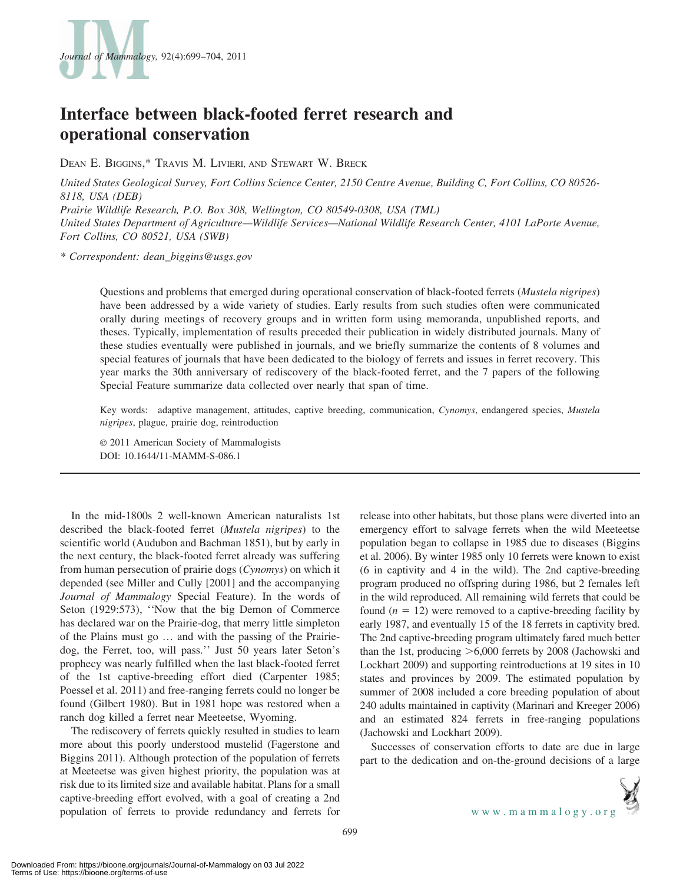# Interface between black-footed ferret research and operational conservation

Dean E. Biggins,* Travis M. Livieri, and Stewart W. Breck

*United States Geological Survey, Fort Collins Science Center, 2150 Centre Avenue, Building C, Fort Collins, CO 80526-8118, USA (DEB)*
*Prairie Wildlife Research, P.O. Box 308, Wellington, CO 80549-0308, USA (TML)*
*United States Department of Agriculture—Wildlife Services—National Wildlife Research Center, 4101 LaPorte Avenue, Fort Collins, CO 80521, USA (SWB)*

\* *Correspondent: dean_biggins@usgs.gov*

Questions and problems that emerged during operational conservation of black-footed ferrets (*Mustela nigripes*) have been addressed by a wide variety of studies. Early results from such studies often were communicated orally during meetings of recovery groups and in written form using memoranda, unpublished reports, and theses. Typically, implementation of results preceded their publication in widely distributed journals. Many of these studies eventually were published in journals, and we briefly summarize the contents of 8 volumes and special features of journals that have been dedicated to the biology of ferrets and issues in ferret recovery. This year marks the 30th anniversary of rediscovery of the black-footed ferret, and the 7 papers of the following Special Feature summarize data collected over nearly that span of time.

Key words: adaptive management, attitudes, captive breeding, communication, *Cynomys*, endangered species, *Mustela nigripes*, plague, prairie dog, reintroduction

© 2011 American Society of Mammalogists
DOI: 10.1644/11-MAMM-S-086.1

In the mid-1800s 2 well-known American naturalists 1st described the black-footed ferret (*Mustela nigripes*) to the scientific world (Audubon and Bachman 1851), but by early in the next century, the black-footed ferret already was suffering from human persecution of prairie dogs (*Cynomys*) on which it depended (see Miller and Cully [2001] and the accompanying *Journal of Mammalogy* Special Feature). In the words of Seton (1929:573), ''Now that the big Demon of Commerce has declared war on the Prairie-dog, that merry little simpleton of the Plains must go … and with the passing of the Prairie-dog, the Ferret, too, will pass.'' Just 50 years later Seton's prophecy was nearly fulfilled when the last black-footed ferret of the 1st captive-breeding effort died (Carpenter 1985; Poessel et al. 2011) and free-ranging ferrets could no longer be found (Gilbert 1980). But in 1981 hope was restored when a ranch dog killed a ferret near Meeteetse, Wyoming.

The rediscovery of ferrets quickly resulted in studies to learn more about this poorly understood mustelid (Fagerstone and Biggins 2011). Although protection of the population of ferrets at Meeteetse was given highest priority, the population was at risk due to its limited size and available habitat. Plans for a small captive-breeding effort evolved, with a goal of creating a 2nd population of ferrets to provide redundancy and ferrets for release into other habitats, but those plans were diverted into an emergency effort to salvage ferrets when the wild Meeteetse population began to collapse in 1985 due to diseases (Biggins et al. 2006). By winter 1985 only 10 ferrets were known to exist (6 in captivity and 4 in the wild). The 2nd captive-breeding program produced no offspring during 1986, but 2 females left in the wild reproduced. All remaining wild ferrets that could be found ($n = 12$) were removed to a captive-breeding facility by early 1987, and eventually 15 of the 18 ferrets in captivity bred. The 2nd captive-breeding program ultimately fared much better than the 1st, producing >6,000 ferrets by 2008 (Jachowski and Lockhart 2009) and supporting reintroductions at 19 sites in 10 states and provinces by 2009. The estimated population by summer of 2008 included a core breeding population of about 240 adults maintained in captivity (Marinari and Kreeger 2006) and an estimated 824 ferrets in free-ranging populations (Jachowski and Lockhart 2009).

Successes of conservation efforts to date are due in large part to the dedication and on-the-ground decisions of a large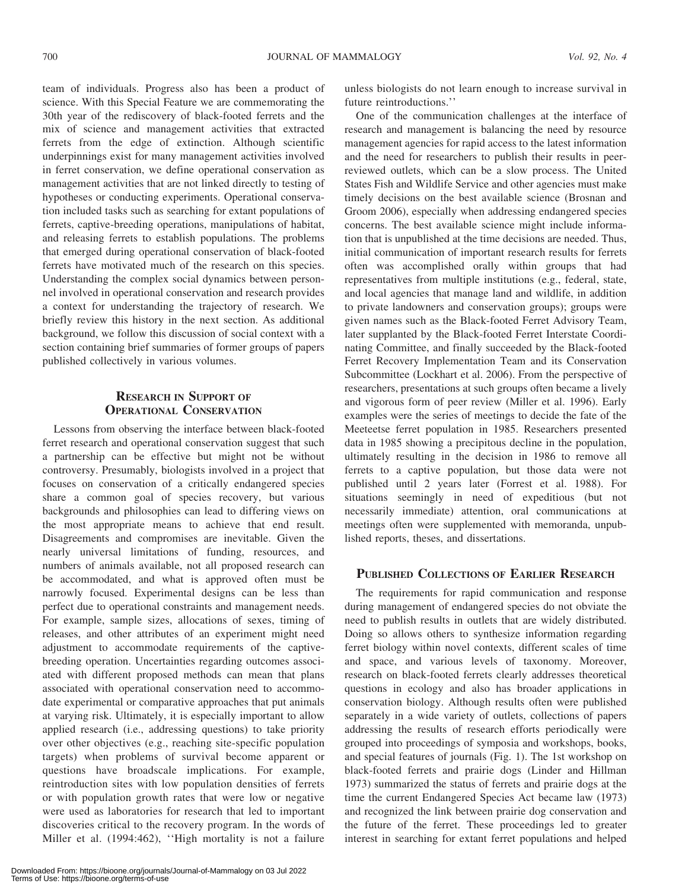team of individuals. Progress also has been a product of science. With this Special Feature we are commemorating the 30th year of the rediscovery of black-footed ferrets and the mix of science and management activities that extracted ferrets from the edge of extinction. Although scientific underpinnings exist for many management activities involved in ferret conservation, we define operational conservation as management activities that are not linked directly to testing of hypotheses or conducting experiments. Operational conservation included tasks such as searching for extant populations of ferrets, captive-breeding operations, manipulations of habitat, and releasing ferrets to establish populations. The problems that emerged during operational conservation of black-footed ferrets have motivated much of the research on this species. Understanding the complex social dynamics between personnel involved in operational conservation and research provides a context for understanding the trajectory of research. We briefly review this history in the next section. As additional background, we follow this discussion of social context with a section containing brief summaries of former groups of papers published collectively in various volumes.

## Research in Support of Operational Conservation

Lessons from observing the interface between black-footed ferret research and operational conservation suggest that such a partnership can be effective but might not be without controversy. Presumably, biologists involved in a project that focuses on conservation of a critically endangered species share a common goal of species recovery, but various backgrounds and philosophies can lead to differing views on the most appropriate means to achieve that end result. Disagreements and compromises are inevitable. Given the nearly universal limitations of funding, resources, and numbers of animals available, not all proposed research can be accommodated, and what is approved often must be narrowly focused. Experimental designs can be less than perfect due to operational constraints and management needs. For example, sample sizes, allocations of sexes, timing of releases, and other attributes of an experiment might need adjustment to accommodate requirements of the captive-breeding operation. Uncertainties regarding outcomes associated with different proposed methods can mean that plans associated with operational conservation need to accommodate experimental or comparative approaches that put animals at varying risk. Ultimately, it is especially important to allow applied research (i.e., addressing questions) to take priority over other objectives (e.g., reaching site-specific population targets) when problems of survival become apparent or questions have broadscale implications. For example, reintroduction sites with low population densities of ferrets or with population growth rates that were low or negative were used as laboratories for research that led to important discoveries critical to the recovery program. In the words of Miller et al. (1994:462), ''High mortality is not a failure unless biologists do not learn enough to increase survival in future reintroductions.''

One of the communication challenges at the interface of research and management is balancing the need by resource management agencies for rapid access to the latest information and the need for researchers to publish their results in peer-reviewed outlets, which can be a slow process. The United States Fish and Wildlife Service and other agencies must make timely decisions on the best available science (Brosnan and Groom 2006), especially when addressing endangered species concerns. The best available science might include information that is unpublished at the time decisions are needed. Thus, initial communication of important research results for ferrets often was accomplished orally within groups that had representatives from multiple institutions (e.g., federal, state, and local agencies that manage land and wildlife, in addition to private landowners and conservation groups); groups were given names such as the Black-footed Ferret Advisory Team, later supplanted by the Black-footed Ferret Interstate Coordinating Committee, and finally succeeded by the Black-footed Ferret Recovery Implementation Team and its Conservation Subcommittee (Lockhart et al. 2006). From the perspective of researchers, presentations at such groups often became a lively and vigorous form of peer review (Miller et al. 1996). Early examples were the series of meetings to decide the fate of the Meeteetse ferret population in 1985. Researchers presented data in 1985 showing a precipitous decline in the population, ultimately resulting in the decision in 1986 to remove all ferrets to a captive population, but those data were not published until 2 years later (Forrest et al. 1988). For situations seemingly in need of expeditious (but not necessarily immediate) attention, oral communications at meetings often were supplemented with memoranda, unpublished reports, theses, and dissertations.

## Published Collections of Earlier Research

The requirements for rapid communication and response during management of endangered species do not obviate the need to publish results in outlets that are widely distributed. Doing so allows others to synthesize information regarding ferret biology within novel contexts, different scales of time and space, and various levels of taxonomy. Moreover, research on black-footed ferrets clearly addresses theoretical questions in ecology and also has broader applications in conservation biology. Although results often were published separately in a wide variety of outlets, collections of papers addressing the results of research efforts periodically were grouped into proceedings of symposia and workshops, books, and special features of journals (Fig. 1). The 1st workshop on black-footed ferrets and prairie dogs (Linder and Hillman 1973) summarized the status of ferrets and prairie dogs at the time the current Endangered Species Act became law (1973) and recognized the link between prairie dog conservation and the future of the ferret. These proceedings led to greater interest in searching for extant ferret populations and helped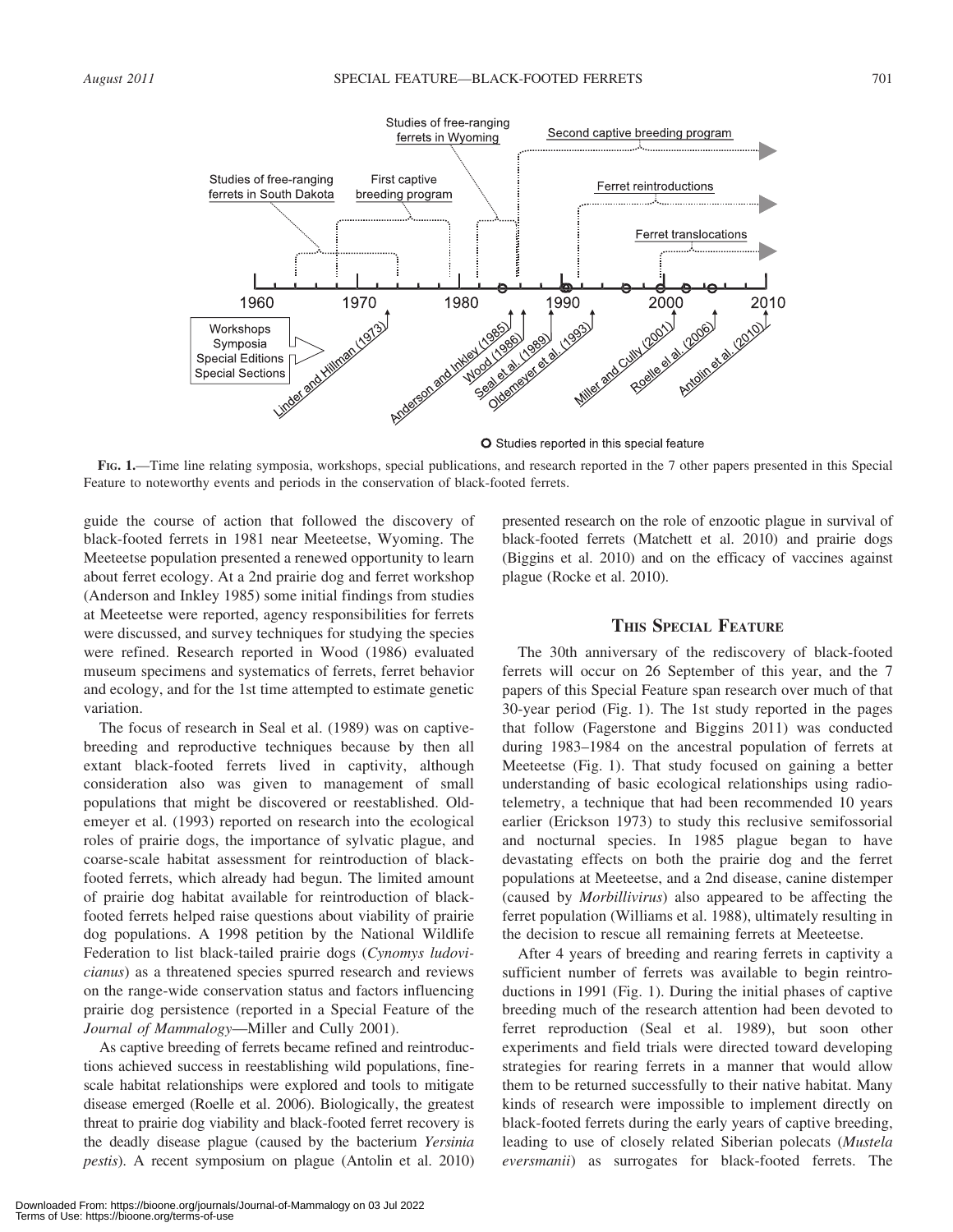FIG. 1.—Time line relating symposia, workshops, special publications, and research reported in the 7 other papers presented in this Special Feature to noteworthy events and periods in the conservation of black-footed ferrets.

guide the course of action that followed the discovery of black-footed ferrets in 1981 near Meeteetse, Wyoming. The Meeteetse population presented a renewed opportunity to learn about ferret ecology. At a 2nd prairie dog and ferret workshop (Anderson and Inkley 1985) some initial findings from studies at Meeteetse were reported, agency responsibilities for ferrets were discussed, and survey techniques for studying the species were refined. Research reported in Wood (1986) evaluated museum specimens and systematics of ferrets, ferret behavior and ecology, and for the 1st time attempted to estimate genetic variation.

The focus of research in Seal et al. (1989) was on captive-breeding and reproductive techniques because by then all extant black-footed ferrets lived in captivity, although consideration also was given to management of small populations that might be discovered or reestablished. Oldemeyer et al. (1993) reported on research into the ecological roles of prairie dogs, the importance of sylvatic plague, and coarse-scale habitat assessment for reintroduction of black-footed ferrets, which already had begun. The limited amount of prairie dog habitat available for reintroduction of black-footed ferrets helped raise questions about viability of prairie dog populations. A 1998 petition by the National Wildlife Federation to list black-tailed prairie dogs (*Cynomys ludovicianus*) as a threatened species spurred research and reviews on the range-wide conservation status and factors influencing prairie dog persistence (reported in a Special Feature of the *Journal of Mammalogy*—Miller and Cully 2001).

As captive breeding of ferrets became refined and reintroductions achieved success in reestablishing wild populations, fine-scale habitat relationships were explored and tools to mitigate disease emerged (Roelle et al. 2006). Biologically, the greatest threat to prairie dog viability and black-footed ferret recovery is the deadly disease plague (caused by the bacterium *Yersinia pestis*). A recent symposium on plague (Antolin et al. 2010) presented research on the role of enzootic plague in survival of black-footed ferrets (Matchett et al. 2010) and prairie dogs (Biggins et al. 2010) and on the efficacy of vaccines against plague (Rocke et al. 2010).

## THIS SPECIAL FEATURE

The 30th anniversary of the rediscovery of black-footed ferrets will occur on 26 September of this year, and the 7 papers of this Special Feature span research over much of that 30-year period (Fig. 1). The 1st study reported in the pages that follow (Fagerstone and Biggins 2011) was conducted during 1983–1984 on the ancestral population of ferrets at Meeteetse (Fig. 1). That study focused on gaining a better understanding of basic ecological relationships using radiotelemetry, a technique that had been recommended 10 years earlier (Erickson 1973) to study this reclusive semifossorial and nocturnal species. In 1985 plague began to have devastating effects on both the prairie dog and the ferret populations at Meeteetse, and a 2nd disease, canine distemper (caused by *Morbillivirus*) also appeared to be affecting the ferret population (Williams et al. 1988), ultimately resulting in the decision to rescue all remaining ferrets at Meeteetse.

After 4 years of breeding and rearing ferrets in captivity a sufficient number of ferrets was available to begin reintroductions in 1991 (Fig. 1). During the initial phases of captive breeding much of the research attention had been devoted to ferret reproduction (Seal et al. 1989), but soon other experiments and field trials were directed toward developing strategies for rearing ferrets in a manner that would allow them to be returned successfully to their native habitat. Many kinds of research were impossible to implement directly on black-footed ferrets during the early years of captive breeding, leading to use of closely related Siberian polecats (*Mustela eversmanii*) as surrogates for black-footed ferrets. The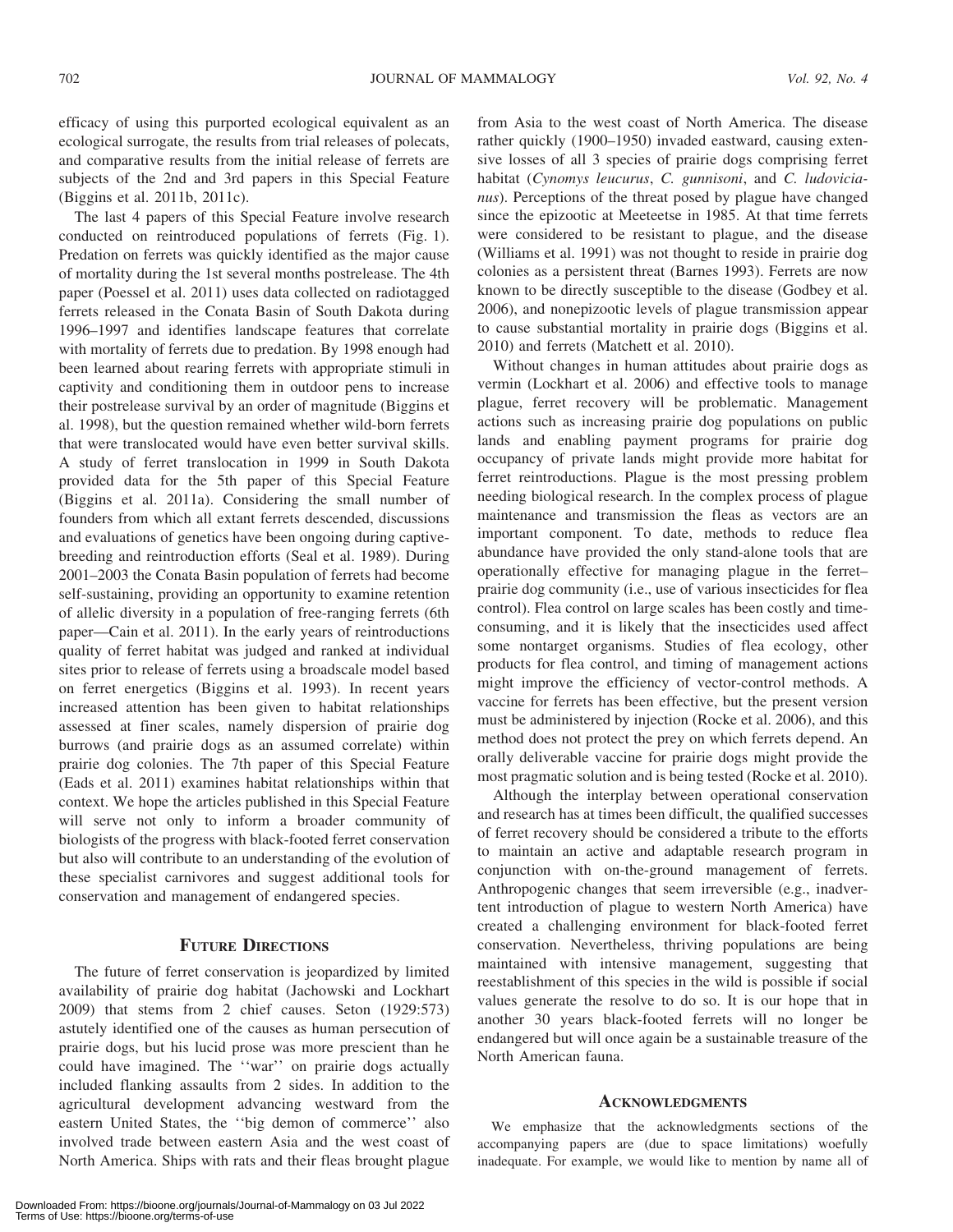efficacy of using this purported ecological equivalent as an ecological surrogate, the results from trial releases of polecats, and comparative results from the initial release of ferrets are subjects of the 2nd and 3rd papers in this Special Feature (Biggins et al. 2011b, 2011c).

The last 4 papers of this Special Feature involve research conducted on reintroduced populations of ferrets (Fig. 1). Predation on ferrets was quickly identified as the major cause of mortality during the 1st several months postrelease. The 4th paper (Poessel et al. 2011) uses data collected on radiotagged ferrets released in the Conata Basin of South Dakota during 1996–1997 and identifies landscape features that correlate with mortality of ferrets due to predation. By 1998 enough had been learned about rearing ferrets with appropriate stimuli in captivity and conditioning them in outdoor pens to increase their postrelease survival by an order of magnitude (Biggins et al. 1998), but the question remained whether wild-born ferrets that were translocated would have even better survival skills. A study of ferret translocation in 1999 in South Dakota provided data for the 5th paper of this Special Feature (Biggins et al. 2011a). Considering the small number of founders from which all extant ferrets descended, discussions and evaluations of genetics have been ongoing during captive-breeding and reintroduction efforts (Seal et al. 1989). During 2001–2003 the Conata Basin population of ferrets had become self-sustaining, providing an opportunity to examine retention of allelic diversity in a population of free-ranging ferrets (6th paper—Cain et al. 2011). In the early years of reintroductions quality of ferret habitat was judged and ranked at individual sites prior to release of ferrets using a broadscale model based on ferret energetics (Biggins et al. 1993). In recent years increased attention has been given to habitat relationships assessed at finer scales, namely dispersion of prairie dog burrows (and prairie dogs as an assumed correlate) within prairie dog colonies. The 7th paper of this Special Feature (Eads et al. 2011) examines habitat relationships within that context. We hope the articles published in this Special Feature will serve not only to inform a broader community of biologists of the progress with black-footed ferret conservation but also will contribute to an understanding of the evolution of these specialist carnivores and suggest additional tools for conservation and management of endangered species.

## Future Directions

The future of ferret conservation is jeopardized by limited availability of prairie dog habitat (Jachowski and Lockhart 2009) that stems from 2 chief causes. Seton (1929:573) astutely identified one of the causes as human persecution of prairie dogs, but his lucid prose was more prescient than he could have imagined. The ''war'' on prairie dogs actually included flanking assaults from 2 sides. In addition to the agricultural development advancing westward from the eastern United States, the ''big demon of commerce'' also involved trade between eastern Asia and the west coast of North America. Ships with rats and their fleas brought plague from Asia to the west coast of North America. The disease rather quickly (1900–1950) invaded eastward, causing extensive losses of all 3 species of prairie dogs comprising ferret habitat (*Cynomys leucurus*, *C. gunnisoni*, and *C. ludovicianus*). Perceptions of the threat posed by plague have changed since the epizootic at Meeteetse in 1985. At that time ferrets were considered to be resistant to plague, and the disease (Williams et al. 1991) was not thought to reside in prairie dog colonies as a persistent threat (Barnes 1993). Ferrets are now known to be directly susceptible to the disease (Godbey et al. 2006), and nonepizootic levels of plague transmission appear to cause substantial mortality in prairie dogs (Biggins et al. 2010) and ferrets (Matchett et al. 2010).

Without changes in human attitudes about prairie dogs as vermin (Lockhart et al. 2006) and effective tools to manage plague, ferret recovery will be problematic. Management actions such as increasing prairie dog populations on public lands and enabling payment programs for prairie dog occupancy of private lands might provide more habitat for ferret reintroductions. Plague is the most pressing problem needing biological research. In the complex process of plague maintenance and transmission the fleas as vectors are an important component. To date, methods to reduce flea abundance have provided the only stand-alone tools that are operationally effective for managing plague in the ferret–prairie dog community (i.e., use of various insecticides for flea control). Flea control on large scales has been costly and time-consuming, and it is likely that the insecticides used affect some nontarget organisms. Studies of flea ecology, other products for flea control, and timing of management actions might improve the efficiency of vector-control methods. A vaccine for ferrets has been effective, but the present version must be administered by injection (Rocke et al. 2006), and this method does not protect the prey on which ferrets depend. An orally deliverable vaccine for prairie dogs might provide the most pragmatic solution and is being tested (Rocke et al. 2010).

Although the interplay between operational conservation and research has at times been difficult, the qualified successes of ferret recovery should be considered a tribute to the efforts to maintain an active and adaptable research program in conjunction with on-the-ground management of ferrets. Anthropogenic changes that seem irreversible (e.g., inadvertent introduction of plague to western North America) have created a challenging environment for black-footed ferret conservation. Nevertheless, thriving populations are being maintained with intensive management, suggesting that reestablishment of this species in the wild is possible if social values generate the resolve to do so. It is our hope that in another 30 years black-footed ferrets will no longer be endangered but will once again be a sustainable treasure of the North American fauna.

## Acknowledgments

We emphasize that the acknowledgments sections of the accompanying papers are (due to space limitations) woefully inadequate. For example, we would like to mention by name all of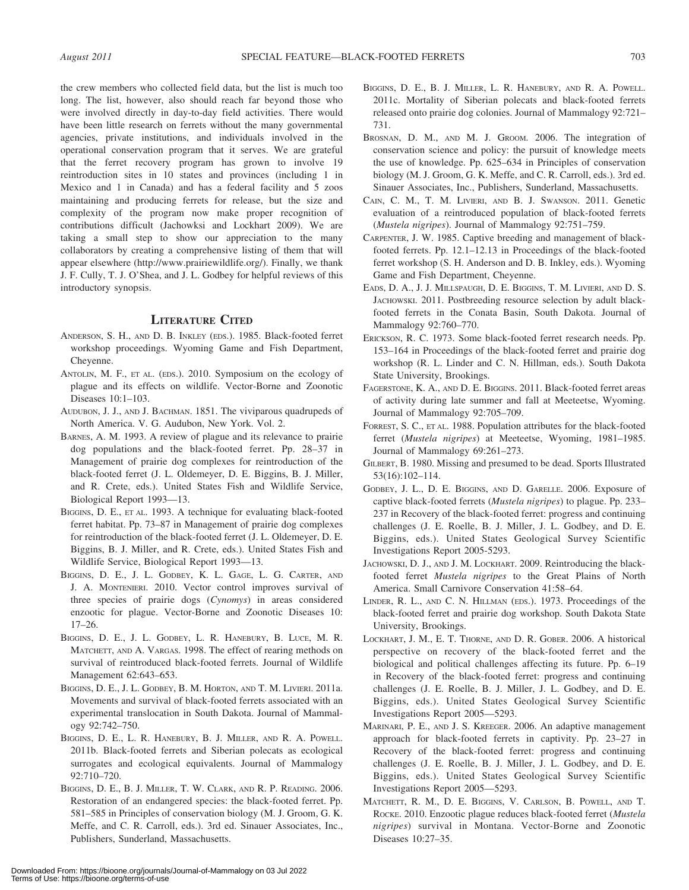the crew members who collected field data, but the list is much too long. The list, however, also should reach far beyond those who were involved directly in day-to-day field activities. There would have been little research on ferrets without the many governmental agencies, private institutions, and individuals involved in the operational conservation program that it serves. We are grateful that the ferret recovery program has grown to involve 19 reintroduction sites in 10 states and provinces (including 1 in Mexico and 1 in Canada) and has a federal facility and 5 zoos maintaining and producing ferrets for release, but the size and complexity of the program now make proper recognition of contributions difficult (Jachowksi and Lockhart 2009). We are taking a small step to show our appreciation to the many collaborators by creating a comprehensive listing of them that will appear elsewhere (http://www.prairiewildlife.org/). Finally, we thank J. F. Cully, T. J. O'Shea, and J. L. Godbey for helpful reviews of this introductory synopsis.

## Literature Cited

Anderson, S. H., and D. B. Inkley (eds.). 1985. Black-footed ferret workshop proceedings. Wyoming Game and Fish Department, Cheyenne.

Antolin, M. F., et al. (eds.). 2010. Symposium on the ecology of plague and its effects on wildlife. Vector-Borne and Zoonotic Diseases 10:1–103.

Audubon, J. J., and J. Bachman. 1851. The viviparous quadrupeds of North America. V. G. Audubon, New York. Vol. 2.

Barnes, A. M. 1993. A review of plague and its relevance to prairie dog populations and the black-footed ferret. Pp. 28–37 in Management of prairie dog complexes for reintroduction of the black-footed ferret (J. L. Oldemeyer, D. E. Biggins, B. J. Miller, and R. Crete, eds.). United States Fish and Wildlife Service, Biological Report 1993—13.

Biggins, D. E., et al. 1993. A technique for evaluating black-footed ferret habitat. Pp. 73–87 in Management of prairie dog complexes for reintroduction of the black-footed ferret (J. L. Oldemeyer, D. E. Biggins, B. J. Miller, and R. Crete, eds.). United States Fish and Wildlife Service, Biological Report 1993—13.

Biggins, D. E., J. L. Godbey, K. L. Gage, L. G. Carter, and J. A. Montenieri. 2010. Vector control improves survival of three species of prairie dogs (*Cynomys*) in areas considered enzootic for plague. Vector-Borne and Zoonotic Diseases 10: 17–26.

Biggins, D. E., J. L. Godbey, L. R. Hanebury, B. Luce, M. R. Matchett, and A. Vargas. 1998. The effect of rearing methods on survival of reintroduced black-footed ferrets. Journal of Wildlife Management 62:643–653.

Biggins, D. E., J. L. Godbey, B. M. Horton, and T. M. Livieri. 2011a. Movements and survival of black-footed ferrets associated with an experimental translocation in South Dakota. Journal of Mammalogy 92:742–750.

Biggins, D. E., L. R. Hanebury, B. J. Miller, and R. A. Powell. 2011b. Black-footed ferrets and Siberian polecats as ecological surrogates and ecological equivalents. Journal of Mammalogy 92:710–720.

Biggins, D. E., B. J. Miller, T. W. Clark, and R. P. Reading. 2006. Restoration of an endangered species: the black-footed ferret. Pp. 581–585 in Principles of conservation biology (M. J. Groom, G. K. Meffe, and C. R. Carroll, eds.). 3rd ed. Sinauer Associates, Inc., Publishers, Sunderland, Massachusetts.

Biggins, D. E., B. J. Miller, L. R. Hanebury, and R. A. Powell. 2011c. Mortality of Siberian polecats and black-footed ferrets released onto prairie dog colonies. Journal of Mammalogy 92:721–731.

Brosnan, D. M., and M. J. Groom. 2006. The integration of conservation science and policy: the pursuit of knowledge meets the use of knowledge. Pp. 625–634 in Principles of conservation biology (M. J. Groom, G. K. Meffe, and C. R. Carroll, eds.). 3rd ed. Sinauer Associates, Inc., Publishers, Sunderland, Massachusetts.

Cain, C. M., T. M. Livieri, and B. J. Swanson. 2011. Genetic evaluation of a reintroduced population of black-footed ferrets (*Mustela nigripes*). Journal of Mammalogy 92:751–759.

Carpenter, J. W. 1985. Captive breeding and management of black-footed ferrets. Pp. 12.1–12.13 in Proceedings of the black-footed ferret workshop (S. H. Anderson and D. B. Inkley, eds.). Wyoming Game and Fish Department, Cheyenne.

Eads, D. A., J. J. Millspaugh, D. E. Biggins, T. M. Livieri, and D. S. Jachowski. 2011. Postbreeding resource selection by adult black-footed ferrets in the Conata Basin, South Dakota. Journal of Mammalogy 92:760–770.

Erickson, R. C. 1973. Some black-footed ferret research needs. Pp. 153–164 in Proceedings of the black-footed ferret and prairie dog workshop (R. L. Linder and C. N. Hillman, eds.). South Dakota State University, Brookings.

Fagerstone, K. A., and D. E. Biggins. 2011. Black-footed ferret areas of activity during late summer and fall at Meeteetse, Wyoming. Journal of Mammalogy 92:705–709.

Forrest, S. C., et al. 1988. Population attributes for the black-footed ferret (*Mustela nigripes*) at Meeteetse, Wyoming, 1981–1985. Journal of Mammalogy 69:261–273.

Gilbert, B. 1980. Missing and presumed to be dead. Sports Illustrated 53(16):102–114.

Godbey, J. L., D. E. Biggins, and D. Garelle. 2006. Exposure of captive black-footed ferrets (*Mustela nigripes*) to plague. Pp. 233–237 in Recovery of the black-footed ferret: progress and continuing challenges (J. E. Roelle, B. J. Miller, J. L. Godbey, and D. E. Biggins, eds.). United States Geological Survey Scientific Investigations Report 2005-5293.

Jachowski, D. J., and J. M. Lockhart. 2009. Reintroducing the black-footed ferret *Mustela nigripes* to the Great Plains of North America. Small Carnivore Conservation 41:58–64.

Linder, R. L., and C. N. Hillman (eds.). 1973. Proceedings of the black-footed ferret and prairie dog workshop. South Dakota State University, Brookings.

Lockhart, J. M., E. T. Thorne, and D. R. Gober. 2006. A historical perspective on recovery of the black-footed ferret and the biological and political challenges affecting its future. Pp. 6–19 in Recovery of the black-footed ferret: progress and continuing challenges (J. E. Roelle, B. J. Miller, J. L. Godbey, and D. E. Biggins, eds.). United States Geological Survey Scientific Investigations Report 2005—5293.

Marinari, P. E., and J. S. Kreeger. 2006. An adaptive management approach for black-footed ferrets in captivity. Pp. 23–27 in Recovery of the black-footed ferret: progress and continuing challenges (J. E. Roelle, B. J. Miller, J. L. Godbey, and D. E. Biggins, eds.). United States Geological Survey Scientific Investigations Report 2005—5293.

Matchett, R. M., D. E. Biggins, V. Carlson, B. Powell, and T. Rocke. 2010. Enzootic plague reduces black-footed ferret (*Mustela nigripes*) survival in Montana. Vector-Borne and Zoonotic Diseases 10:27–35.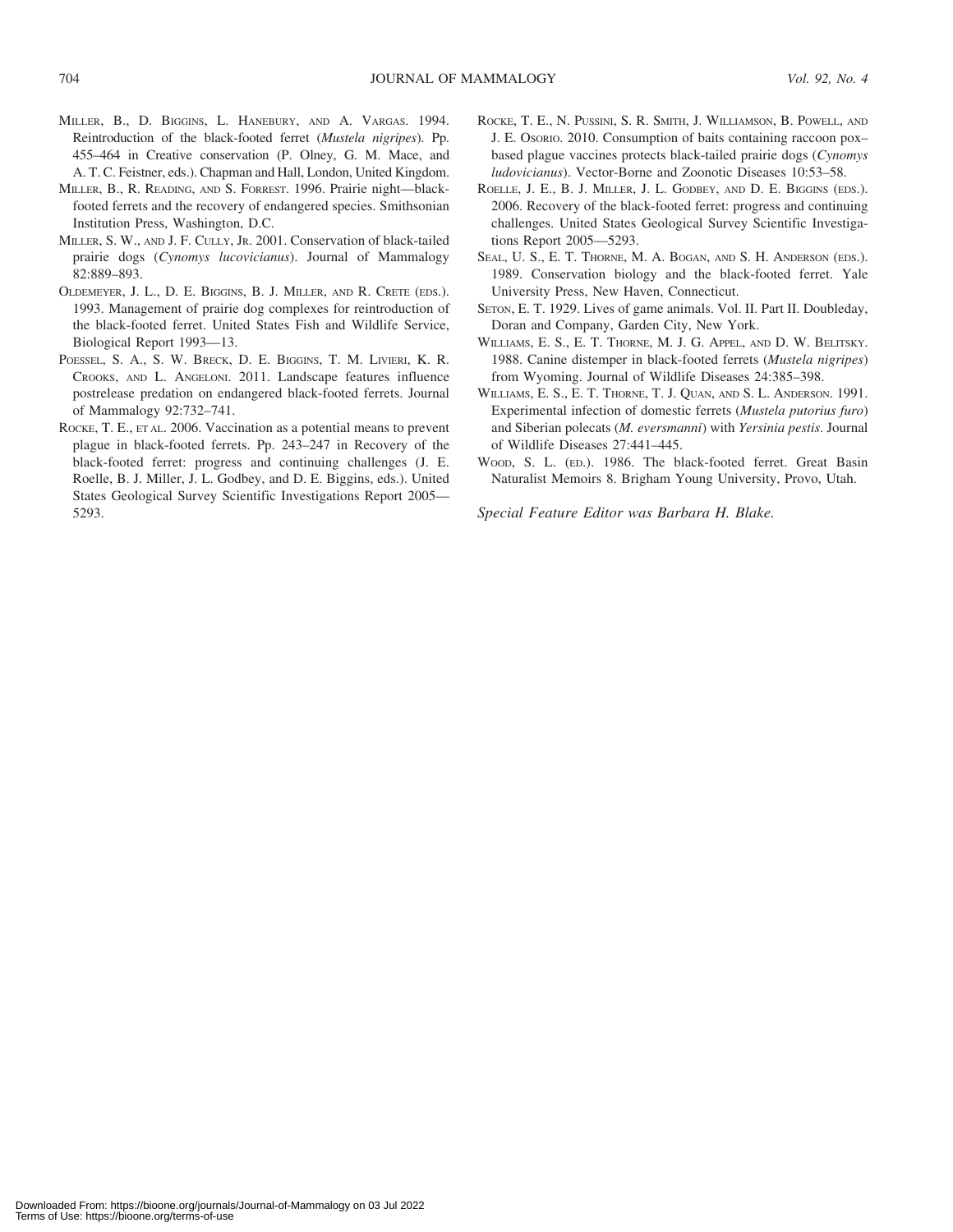Miller, B., D. Biggins, L. Hanebury, and A. Vargas. 1994. Reintroduction of the black-footed ferret (*Mustela nigripes*). Pp. 455–464 in Creative conservation (P. Olney, G. M. Mace, and A. T. C. Feistner, eds.). Chapman and Hall, London, United Kingdom.

Miller, B., R. Reading, and S. Forrest. 1996. Prairie night—black-footed ferrets and the recovery of endangered species. Smithsonian Institution Press, Washington, D.C.

Miller, S. W., and J. F. Cully, Jr. 2001. Conservation of black-tailed prairie dogs (*Cynomys lucovicianus*). Journal of Mammalogy 82:889–893.

Oldemeyer, J. L., D. E. Biggins, B. J. Miller, and R. Crete (eds.). 1993. Management of prairie dog complexes for reintroduction of the black-footed ferret. United States Fish and Wildlife Service, Biological Report 1993—13.

Poessel, S. A., S. W. Breck, D. E. Biggins, T. M. Livieri, K. R. Crooks, and L. Angeloni. 2011. Landscape features influence postrelease predation on endangered black-footed ferrets. Journal of Mammalogy 92:732–741.

Rocke, T. E., et al. 2006. Vaccination as a potential means to prevent plague in black-footed ferrets. Pp. 243–247 in Recovery of the black-footed ferret: progress and continuing challenges (J. E. Roelle, B. J. Miller, J. L. Godbey, and D. E. Biggins, eds.). United States Geological Survey Scientific Investigations Report 2005—5293.

Rocke, T. E., N. Pussini, S. R. Smith, J. Williamson, B. Powell, and J. E. Osorio. 2010. Consumption of baits containing raccoon pox–based plague vaccines protects black-tailed prairie dogs (*Cynomys ludovicianus*). Vector-Borne and Zoonotic Diseases 10:53–58.

Roelle, J. E., B. J. Miller, J. L. Godbey, and D. E. Biggins (eds.). 2006. Recovery of the black-footed ferret: progress and continuing challenges. United States Geological Survey Scientific Investigations Report 2005—5293.

Seal, U. S., E. T. Thorne, M. A. Bogan, and S. H. Anderson (eds.). 1989. Conservation biology and the black-footed ferret. Yale University Press, New Haven, Connecticut.

Seton, E. T. 1929. Lives of game animals. Vol. II. Part II. Doubleday, Doran and Company, Garden City, New York.

Williams, E. S., E. T. Thorne, M. J. G. Appel, and D. W. Belitsky. 1988. Canine distemper in black-footed ferrets (*Mustela nigripes*) from Wyoming. Journal of Wildlife Diseases 24:385–398.

Williams, E. S., E. T. Thorne, T. J. Quan, and S. L. Anderson. 1991. Experimental infection of domestic ferrets (*Mustela putorius furo*) and Siberian polecats (*M. eversmanni*) with *Yersinia pestis*. Journal of Wildlife Diseases 27:441–445.

Wood, S. L. (ed.). 1986. The black-footed ferret. Great Basin Naturalist Memoirs 8. Brigham Young University, Provo, Utah.

*Special Feature Editor was Barbara H. Blake.*